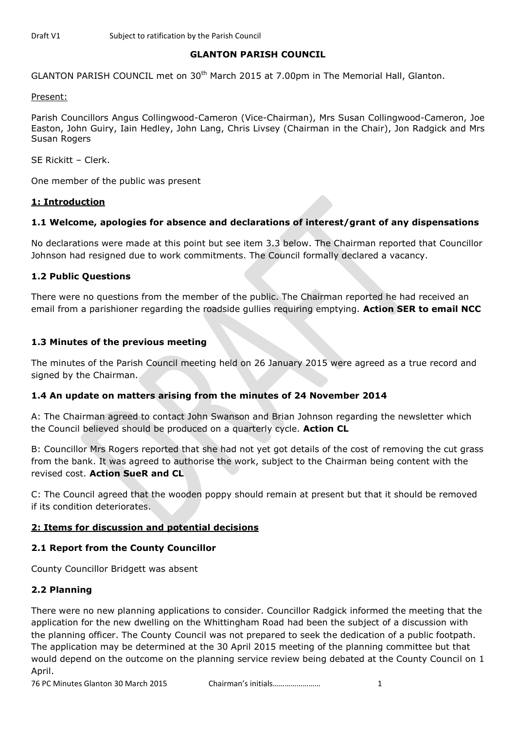Draft V1 Subject to ratification by the Parish Council

# GLANTON PARISH COUNCIL

GLANTON PARISH COUNCIL met on 30th March 2015 at 7.00pm in The Memorial Hall, Glanton.

Present:

Parish Councillors Angus Collingwood-Cameron (Vice-Chairman), Mrs Susan Collingwood-Cameron, Joe Easton, John Guiry, Iain Hedley, John Lang, Chris Livsey (Chairman in the Chair), Jon Radgick and Mrs Susan Rogers

SE Rickitt – Clerk.

One member of the public was present

## 1: Introduction

### 1.1 Welcome, apologies for absence and declarations of interest/grant of any dispensations

No declarations were made at this point but see item 3.3 below. The Chairman reported that Councillor Johnson had resigned due to work commitments. The Council formally declared a vacancy.

### 1.2 Public Questions

There were no questions from the member of the public. The Chairman reported he had received an email from a parishioner regarding the roadside gullies requiring emptying. **Action SER to email NCC**

### 1.3 Minutes of the previous meeting

The minutes of the Parish Council meeting held on 26 January 2015 were agreed as a true record and signed by the Chairman.

### 1.4 An update on matters arising from the minutes of 24 November 2014

A: The Chairman agreed to contact John Swanson and Brian Johnson regarding the newsletter which the Council believed should be produced on a quarterly cycle. **Action CL**

B: Councillor Mrs Rogers reported that she had not yet got details of the cost of removing the cut grass from the bank. It was agreed to authorise the work, subject to the Chairman being content with the revised cost. **Action SueR and CL**

C: The Council agreed that the wooden poppy should remain at present but that it should be removed if its condition deteriorates.

## 2: Items for discussion and potential decisions

### 2.1 Report from the County Councillor

County Councillor Bridgett was absent

### 2.2 Planning

There were no new planning applications to consider. Councillor Radgick informed the meeting that the application for the new dwelling on the Whittingham Road had been the subject of a discussion with the planning officer. The County Council was not prepared to seek the dedication of a public footpath. The application may be determined at the 30 April 2015 meeting of the planning committee but that would depend on the outcome on the planning service review being debated at the County Council on 1 April.

76 PC Minutes Glanton 30 March 2015 Chairman's initials……………………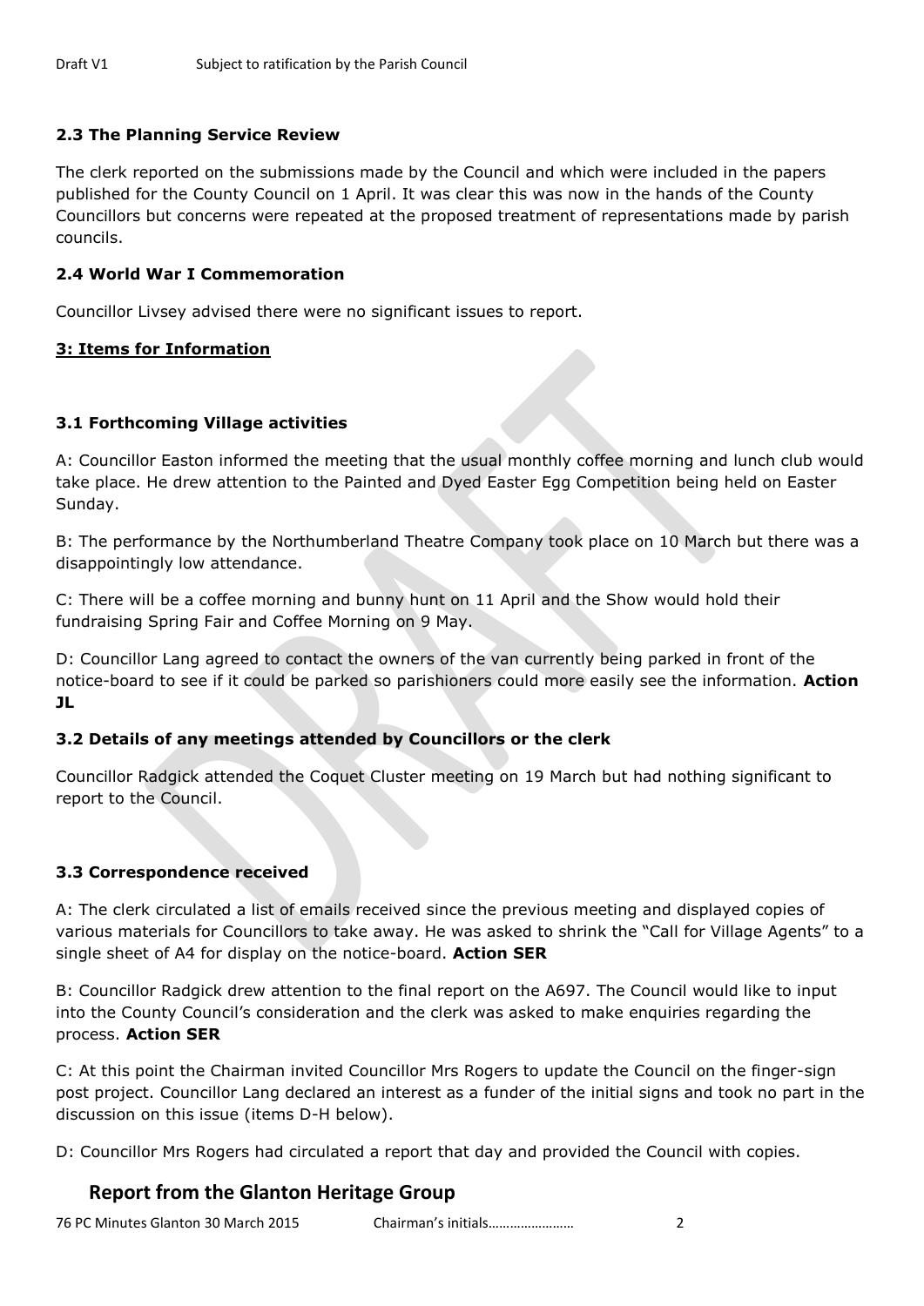### 2.3 The Planning Service Review

The clerk reported on the submissions made by the Council and which were included in the papers published for the County Council on 1 April. It was clear this was now in the hands of the County Councillors but concerns were repeated at the proposed treatment of representations made by parish councils.

### 2.4 World War I Commemoration

Councillor Livsey advised there were no significant issues to report.

## 3: Items for Information

### 3.1 Forthcoming Village activities

A: Councillor Easton informed the meeting that the usual monthly coffee morning and lunch club would take place. He drew attention to the Painted and Dyed Easter Egg Competition being held on Easter Sunday.

B: The performance by the Northumberland Theatre Company took place on 10 March but there was a disappointingly low attendance.

C: There will be a coffee morning and bunny hunt on 11 April and the Show would hold their fundraising Spring Fair and Coffee Morning on 9 May.

D: Councillor Lang agreed to contact the owners of the van currently being parked in front of the notice-board to see if it could be parked so parishioners could more easily see the information. **Action JL**

### 3.2 Details of any meetings attended by Councillors or the clerk

Councillor Radgick attended the Coquet Cluster meeting on 19 March but had nothing significant to report to the Council.

### 3.3 Correspondence received

A: The clerk circulated a list of emails received since the previous meeting and displayed copies of various materials for Councillors to take away. He was asked to shrink the "Call for Village Agents" to a single sheet of A4 for display on the notice-board. **Action SER**

B: Councillor Radgick drew attention to the final report on the A697. The Council would like to input into the County Council's consideration and the clerk was asked to make enquiries regarding the process. **Action SER**

C: At this point the Chairman invited Councillor Mrs Rogers to update the Council on the finger-sign post project. Councillor Lang declared an interest as a funder of the initial signs and took no part in the discussion on this issue (items D-H below).

D: Councillor Mrs Rogers had circulated a report that day and provided the Council with copies.

## Report from the Glanton Heritage Group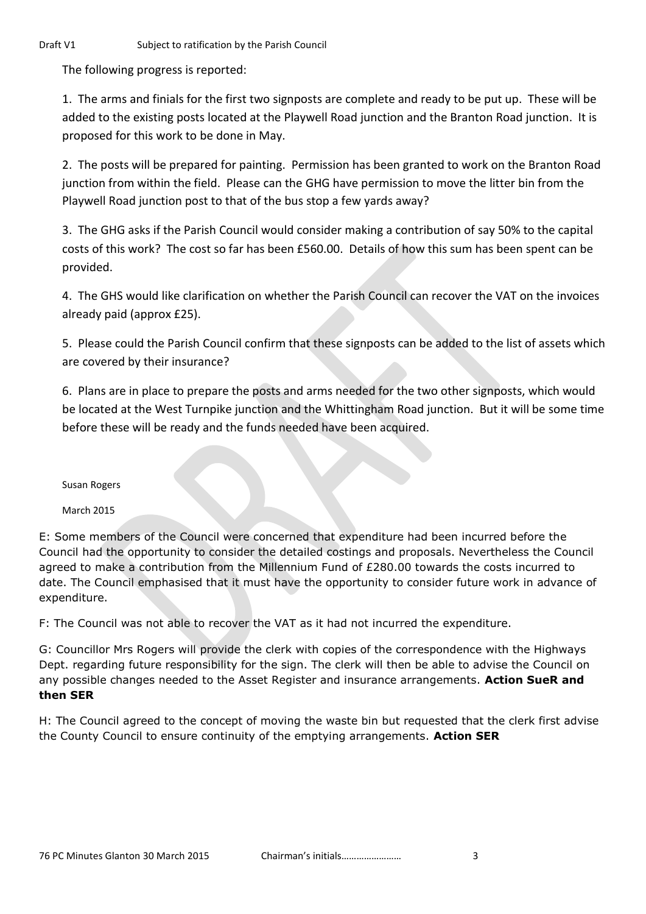The following progress is reported:

1. The arms and finials for the first two signposts are complete and ready to be put up. These will be added to the existing posts located at the Playwell Road junction and the Branton Road junction. It is proposed for this work to be done in May.

2. The posts will be prepared for painting. Permission has been granted to work on the Branton Road junction from within the field. Please can the GHG have permission to move the litter bin from the Playwell Road junction post to that of the bus stop a few yards away?

3. The GHG asks if the Parish Council would consider making a contribution of say 50% to the capital costs of this work? The cost so far has been £560.00. Details of how this sum has been spent can be provided.

4. The GHS would like clarification on whether the Parish Council can recover the VAT on the invoices already paid (approx £25).

5. Please could the Parish Council confirm that these signposts can be added to the list of assets which are covered by their insurance?

6. Plans are in place to prepare the posts and arms needed for the two other signposts, which would be located at the West Turnpike junction and the Whittingham Road junction. But it will be some time before these will be ready and the funds needed have been acquired.

Susan Rogers

March 2015

E: Some members of the Council were concerned that expenditure had been incurred before the Council had the opportunity to consider the detailed costings and proposals. Nevertheless the Council agreed to make a contribution from the Millennium Fund of £280.00 towards the costs incurred to date. The Council emphasised that it must have the opportunity to consider future work in advance of expenditure.

F: The Council was not able to recover the VAT as it had not incurred the expenditure.

G: Councillor Mrs Rogers will provide the clerk with copies of the correspondence with the Highways Dept. regarding future responsibility for the sign. The clerk will then be able to advise the Council on any possible changes needed to the Asset Register and insurance arrangements. **Action SueR and then SER**

H: The Council agreed to the concept of moving the waste bin but requested that the clerk first advise the County Council to ensure continuity of the emptying arrangements. **Action SER**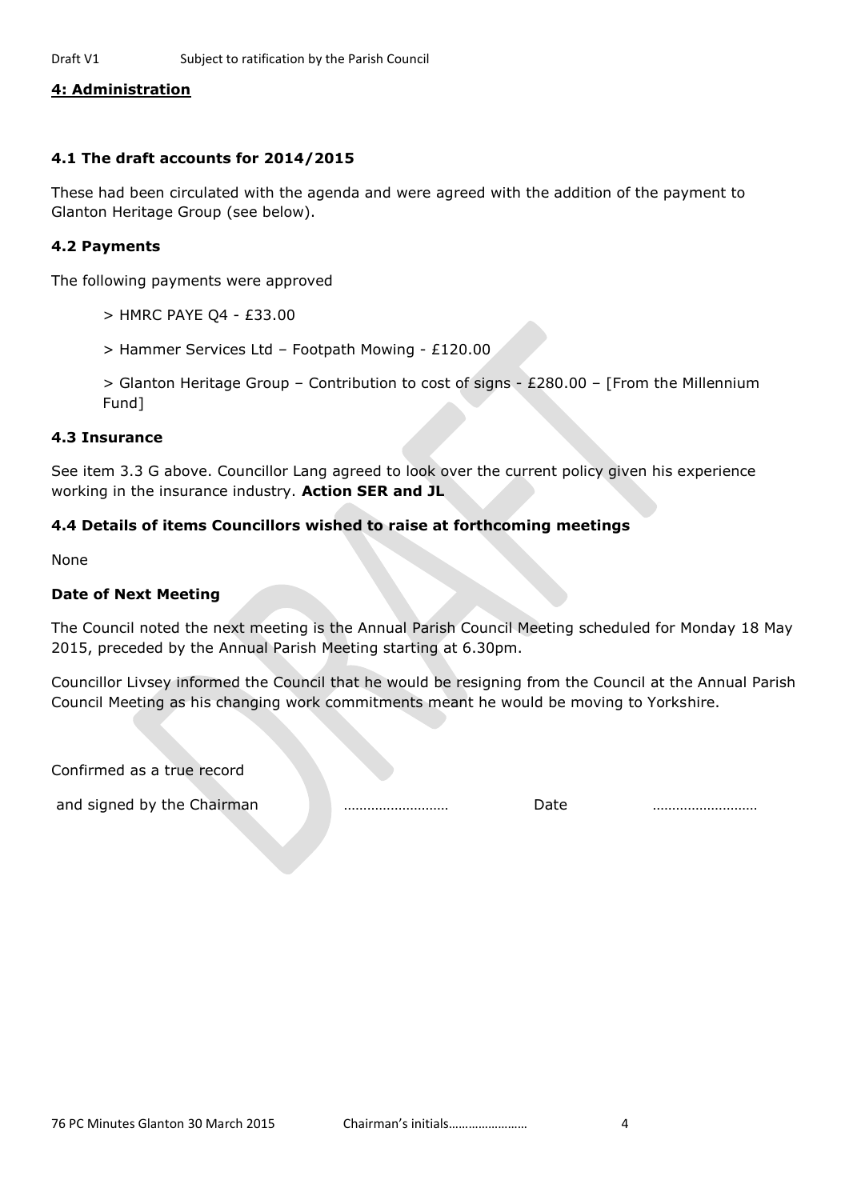## 4: Administration

### 4.1 The draft accounts for 2014/2015

These had been circulated with the agenda and were agreed with the addition of the payment to Glanton Heritage Group (see below).

### 4.2 Payments

The following payments were approved

> HMRC PAYE Q4 - £33.00

> Hammer Services Ltd – Footpath Mowing - £120.00

> Glanton Heritage Group – Contribution to cost of signs - £280.00 – [From the Millennium Fund]

### 4.3 Insurance

See item 3.3 G above. Councillor Lang agreed to look over the current policy given his experience working in the insurance industry. **Action SER and JL**

### 4.4 Details of items Councillors wished to raise at forthcoming meetings

None

### Date of Next Meeting

The Council noted the next meeting is the Annual Parish Council Meeting scheduled for Monday 18 May 2015, preceded by the Annual Parish Meeting starting at 6.30pm.

Councillor Livsey informed the Council that he would be resigning from the Council at the Annual Parish Council Meeting as his changing work commitments meant he would be moving to Yorkshire.

Confirmed as a true record

and signed by the Chairman ……………………… Date ………………………